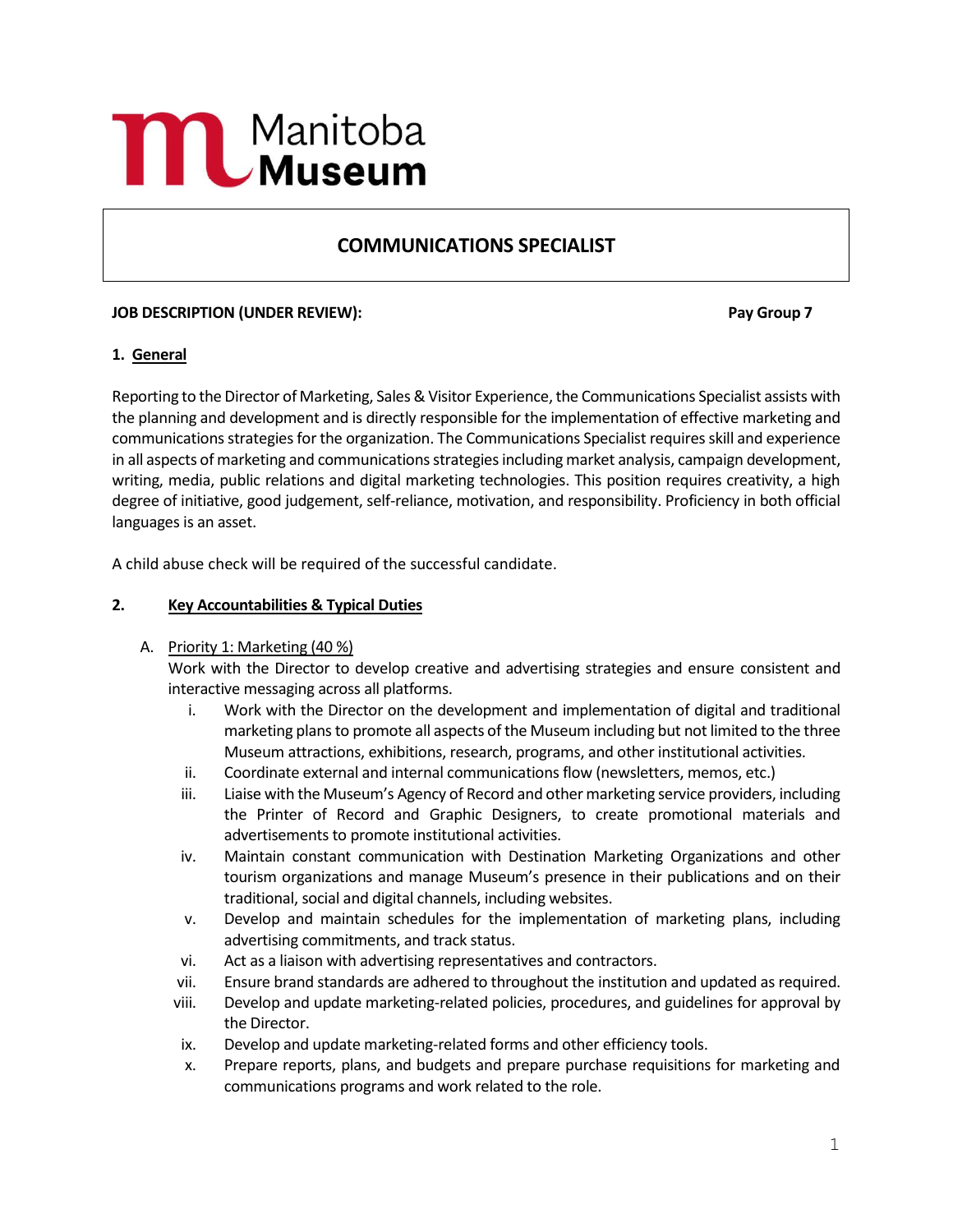Manitoba Museum

# COMMUNICATIONS SPECIALIST

**JOB DESCRIPTION (UNDER REVIEW):** **Pay Group 7**

## 1. General

Reporting to the Director of Marketing, Sales & Visitor Experience, the Communications Specialist assists with the planning and development and is directly responsible for the implementation of effective marketing and communications strategies for the organization. The Communications Specialist requires skill and experience in all aspects of marketing and communications strategies including market analysis, campaign development, writing, media, public relations and digital marketing technologies. This position requires creativity, a high degree of initiative, good judgement, self-reliance, motivation, and responsibility. Proficiency in both official languages is an asset.

A child abuse check will be required of the successful candidate.

## 2. Key Accountabilities & Typical Duties

A. Priority 1: Marketing (40 %)

Work with the Director to develop creative and advertising strategies and ensure consistent and interactive messaging across all platforms.

i. Work with the Director on the development and implementation of digital and traditional marketing plans to promote all aspects of the Museum including but not limited to the three Museum attractions, exhibitions, research, programs, and other institutional activities.

ii. Coordinate external and internal communications flow (newsletters, memos, etc.)

iii. Liaise with the Museum's Agency of Record and other marketing service providers, including the Printer of Record and Graphic Designers, to create promotional materials and advertisements to promote institutional activities.

iv. Maintain constant communication with Destination Marketing Organizations and other tourism organizations and manage Museum's presence in their publications and on their traditional, social and digital channels, including websites.

v. Develop and maintain schedules for the implementation of marketing plans, including advertising commitments, and track status.

vi. Act as a liaison with advertising representatives and contractors.

vii. Ensure brand standards are adhered to throughout the institution and updated as required.

viii. Develop and update marketing-related policies, procedures, and guidelines for approval by the Director.

ix. Develop and update marketing-related forms and other efficiency tools.

x. Prepare reports, plans, and budgets and prepare purchase requisitions for marketing and communications programs and work related to the role.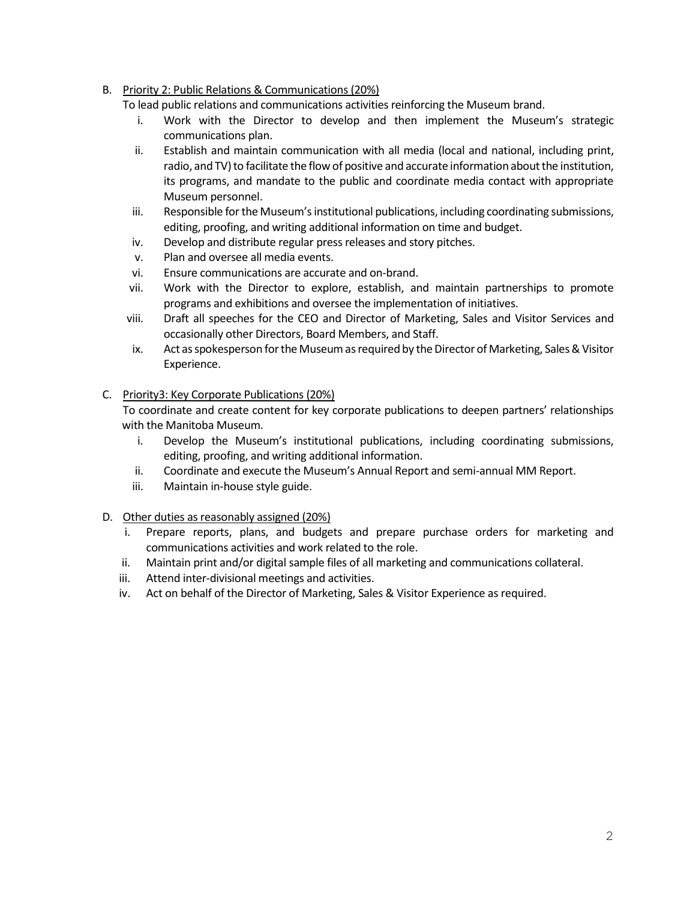B. Priority 2: Public Relations & Communications (20%)

To lead public relations and communications activities reinforcing the Museum brand.

i. Work with the Director to develop and then implement the Museum's strategic communications plan.
ii. Establish and maintain communication with all media (local and national, including print, radio, and TV) to facilitate the flow of positive and accurate information about the institution, its programs, and mandate to the public and coordinate media contact with appropriate Museum personnel.
iii. Responsible for the Museum's institutional publications, including coordinating submissions, editing, proofing, and writing additional information on time and budget.
iv. Develop and distribute regular press releases and story pitches.
v. Plan and oversee all media events.
vi. Ensure communications are accurate and on-brand.
vii. Work with the Director to explore, establish, and maintain partnerships to promote programs and exhibitions and oversee the implementation of initiatives.
viii. Draft all speeches for the CEO and Director of Marketing, Sales and Visitor Services and occasionally other Directors, Board Members, and Staff.
ix. Act as spokesperson for the Museum as required by the Director of Marketing, Sales & Visitor Experience.

C. Priority3: Key Corporate Publications (20%)

To coordinate and create content for key corporate publications to deepen partners' relationships with the Manitoba Museum.

i. Develop the Museum's institutional publications, including coordinating submissions, editing, proofing, and writing additional information.
ii. Coordinate and execute the Museum's Annual Report and semi-annual MM Report.
iii. Maintain in-house style guide.

D. Other duties as reasonably assigned (20%)

i. Prepare reports, plans, and budgets and prepare purchase orders for marketing and communications activities and work related to the role.
ii. Maintain print and/or digital sample files of all marketing and communications collateral.
iii. Attend inter-divisional meetings and activities.
iv. Act on behalf of the Director of Marketing, Sales & Visitor Experience as required.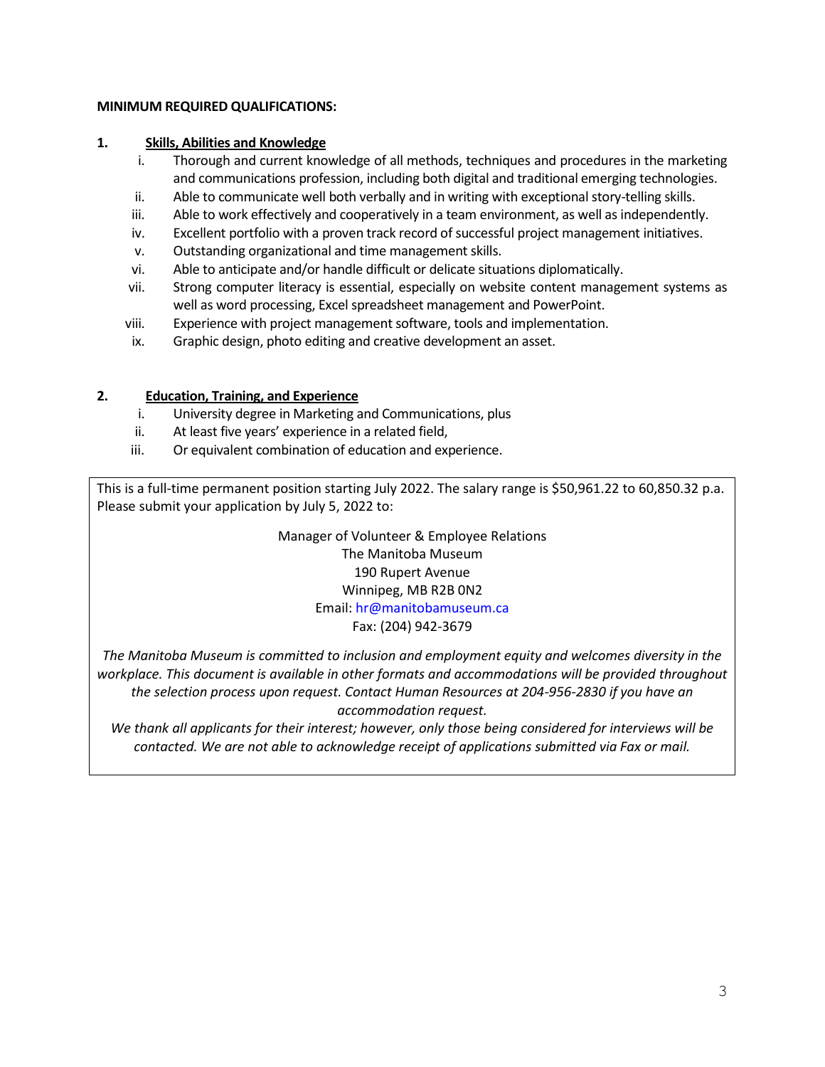**MINIMUM REQUIRED QUALIFICATIONS:**

1. **Skills, Abilities and Knowledge**

   i. Thorough and current knowledge of all methods, techniques and procedures in the marketing and communications profession, including both digital and traditional emerging technologies.

   ii. Able to communicate well both verbally and in writing with exceptional story-telling skills.

   iii. Able to work effectively and cooperatively in a team environment, as well as independently.

   iv. Excellent portfolio with a proven track record of successful project management initiatives.

   v. Outstanding organizational and time management skills.

   vi. Able to anticipate and/or handle difficult or delicate situations diplomatically.

   vii. Strong computer literacy is essential, especially on website content management systems as well as word processing, Excel spreadsheet management and PowerPoint.

   viii. Experience with project management software, tools and implementation.

   ix. Graphic design, photo editing and creative development an asset.

2. **Education, Training, and Experience**

   i. University degree in Marketing and Communications, plus

   ii. At least five years' experience in a related field,

   iii. Or equivalent combination of education and experience.

This is a full-time permanent position starting July 2022. The salary range is $50,961.22 to 60,850.32 p.a. Please submit your application by July 5, 2022 to:

Manager of Volunteer & Employee Relations
The Manitoba Museum
190 Rupert Avenue
Winnipeg, MB R2B 0N2
Email: hr@manitobamuseum.ca
Fax: (204) 942-3679

*The Manitoba Museum is committed to inclusion and employment equity and welcomes diversity in the workplace. This document is available in other formats and accommodations will be provided throughout the selection process upon request. Contact Human Resources at 204-956-2830 if you have an accommodation request.*

*We thank all applicants for their interest; however, only those being considered for interviews will be contacted. We are not able to acknowledge receipt of applications submitted via Fax or mail.*